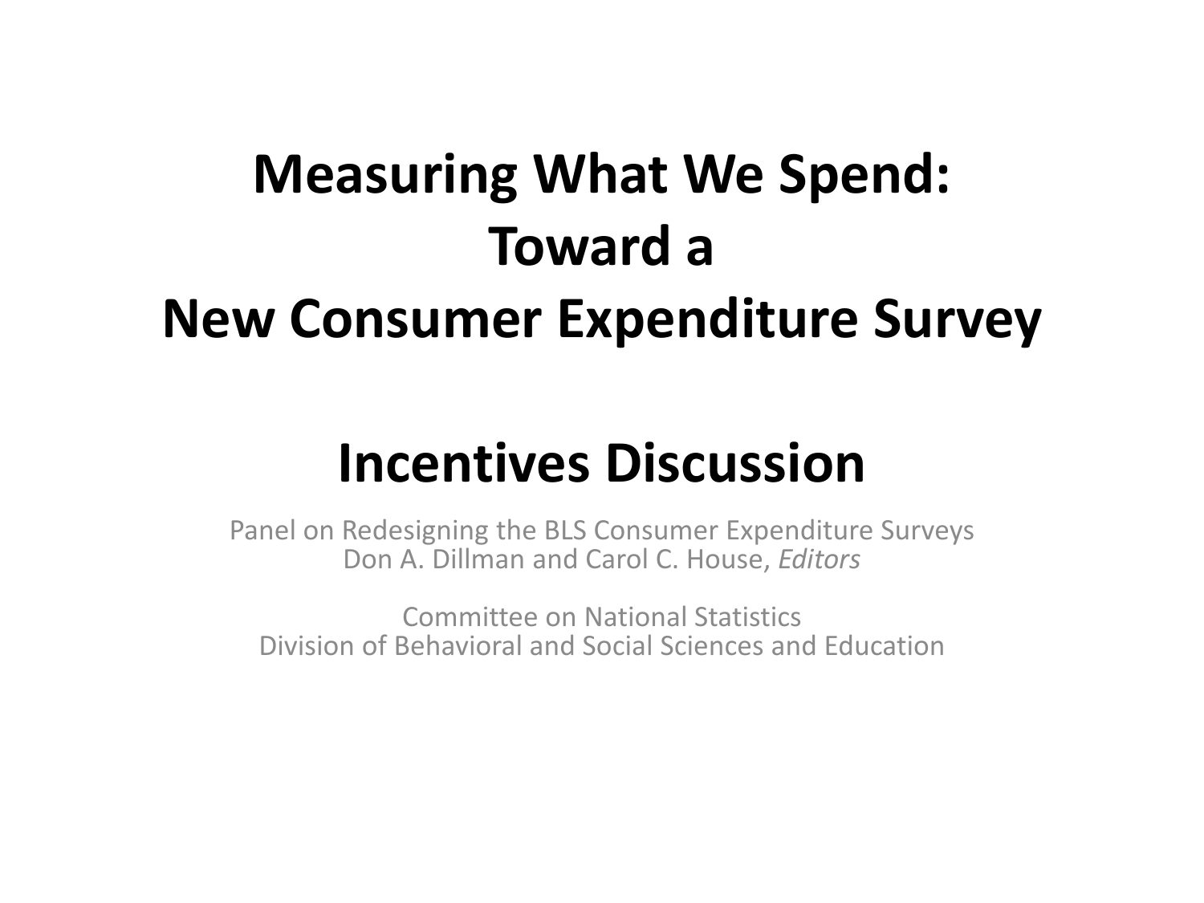# Measuring What We Spend: Toward a New Consumer Expenditure Survey

# Incentives Discussion

Panel on Redesigning the BLS Consumer Expenditure Surveys
Don A. Dillman and Carol C. House, *Editors*

Committee on National Statistics
Division of Behavioral and Social Sciences and Education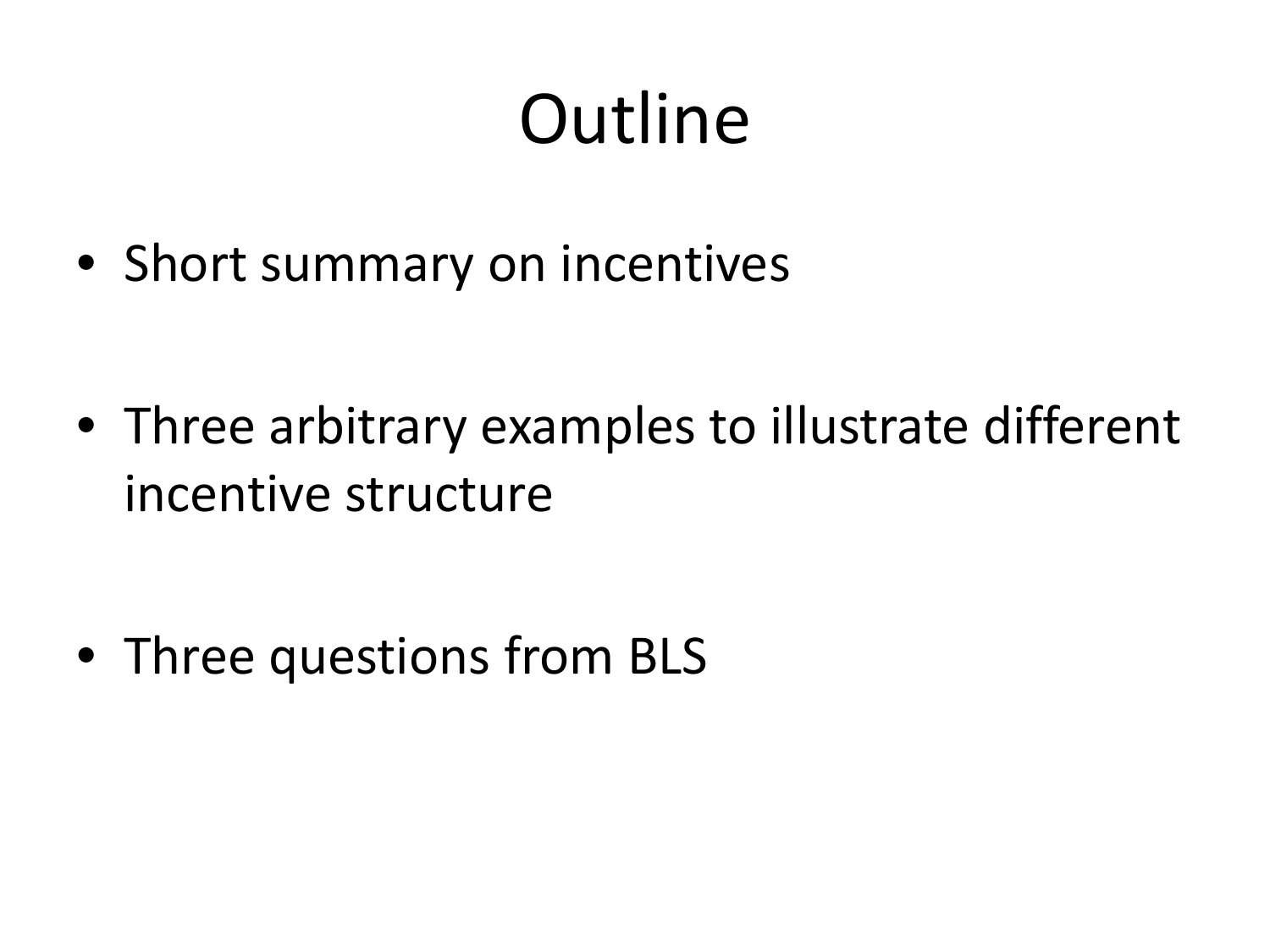# Outline

- Short summary on incentives

- Three arbitrary examples to illustrate different incentive structure

- Three questions from BLS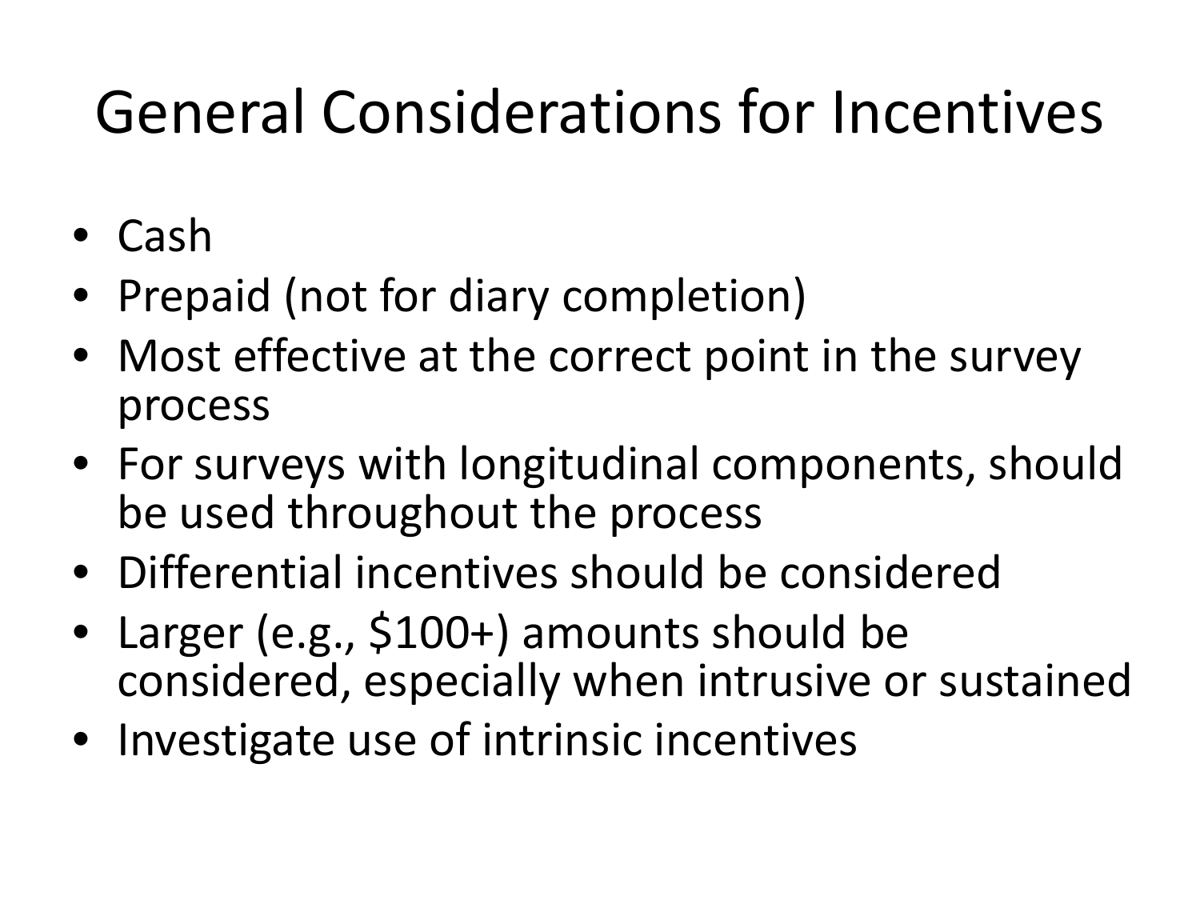# General Considerations for Incentives

- Cash
- Prepaid (not for diary completion)
- Most effective at the correct point in the survey process
- For surveys with longitudinal components, should be used throughout the process
- Differential incentives should be considered
- Larger (e.g., $100+) amounts should be considered, especially when intrusive or sustained
- Investigate use of intrinsic incentives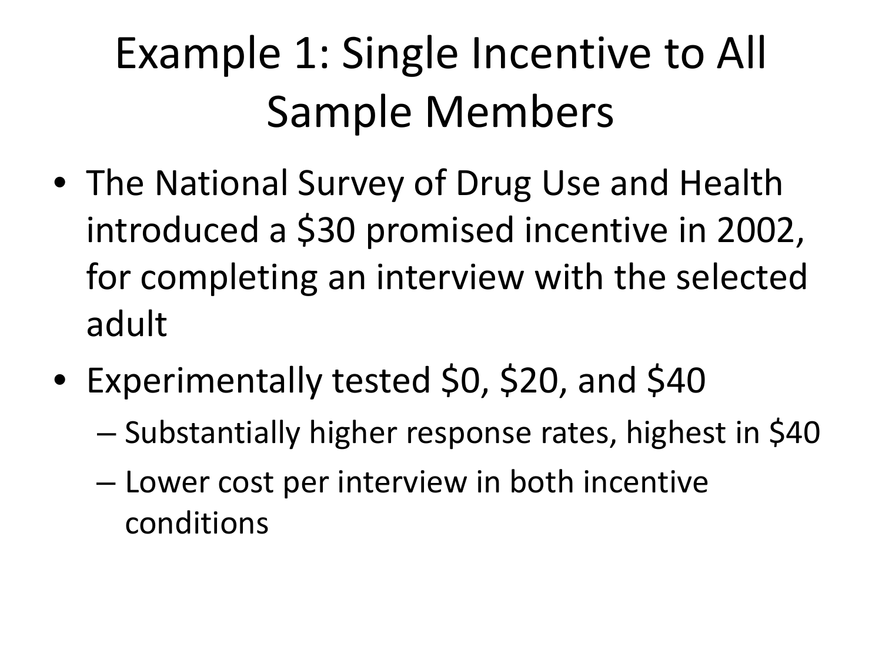# Example 1: Single Incentive to All Sample Members

- The National Survey of Drug Use and Health introduced a $30 promised incentive in 2002, for completing an interview with the selected adult
- Experimentally tested $0, $20, and $40
  - Substantially higher response rates, highest in $40
  - Lower cost per interview in both incentive conditions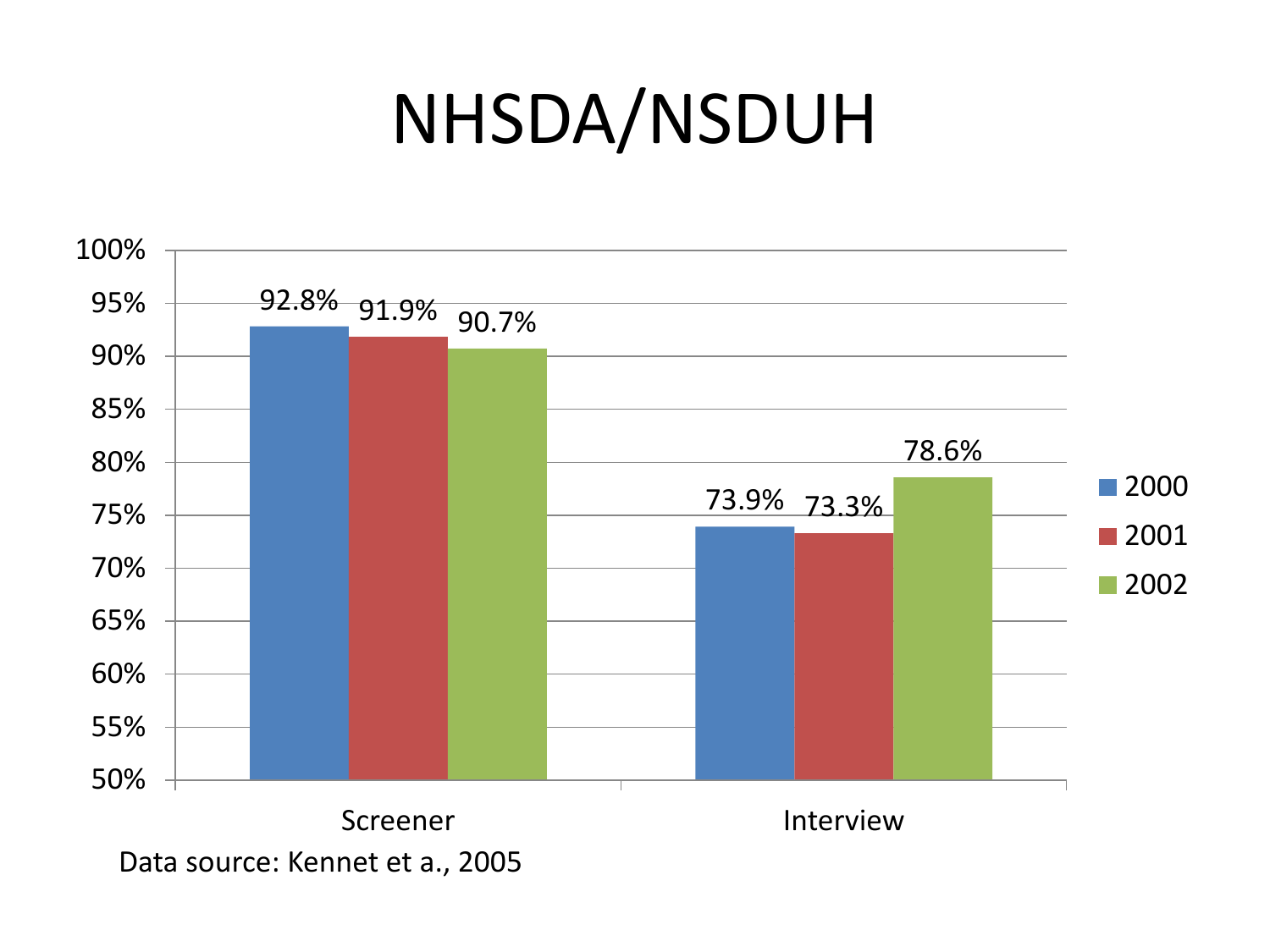# NHSDA/NSDUH

| | 2000 | 2001 | 2002 |
|---|---|---|---|
| Screener | 92.8% | 91.9% | 90.7% |
| Interview | 73.9% | 73.3% | 78.6% |

Data source: Kennet et a., 2005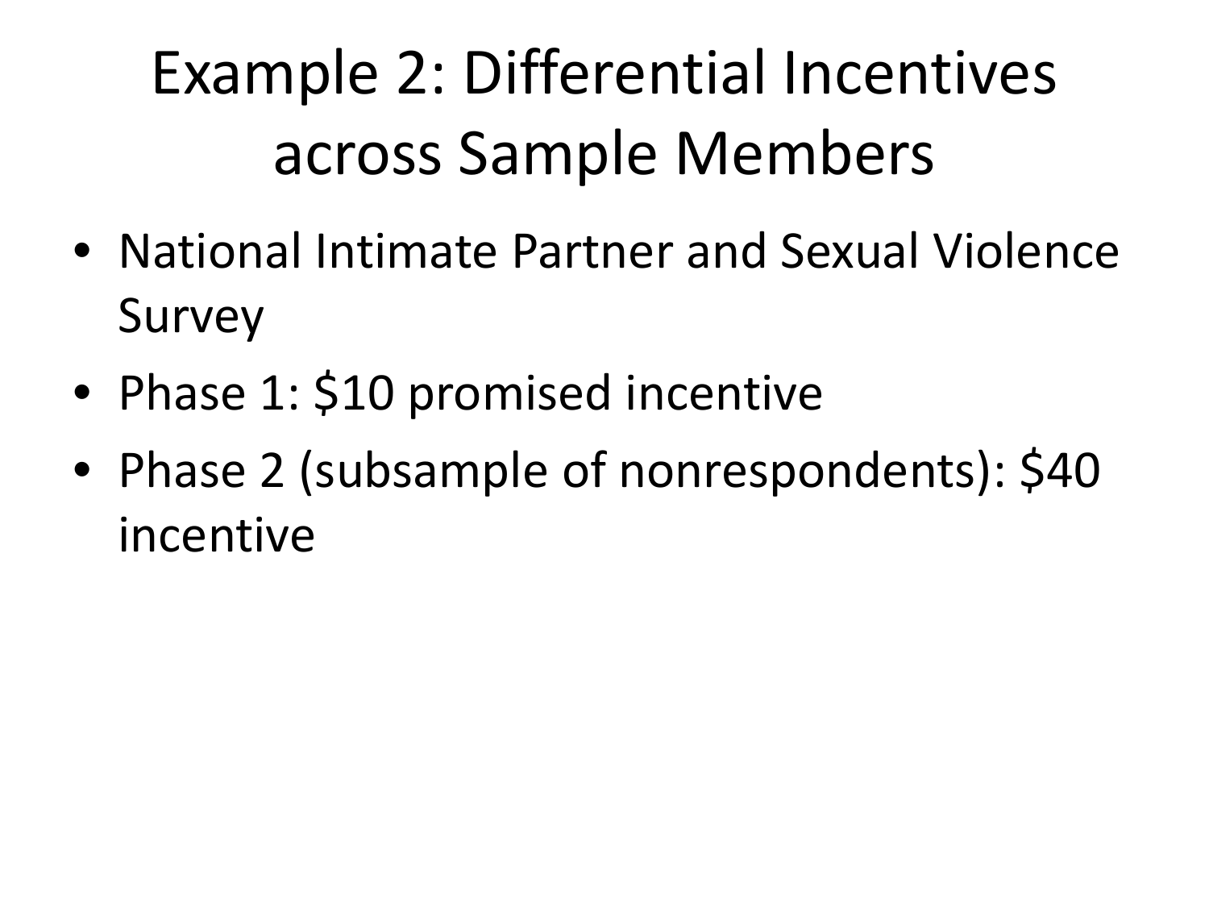# Example 2: Differential Incentives across Sample Members

- National Intimate Partner and Sexual Violence Survey
- Phase 1: $10 promised incentive
- Phase 2 (subsample of nonrespondents): $40 incentive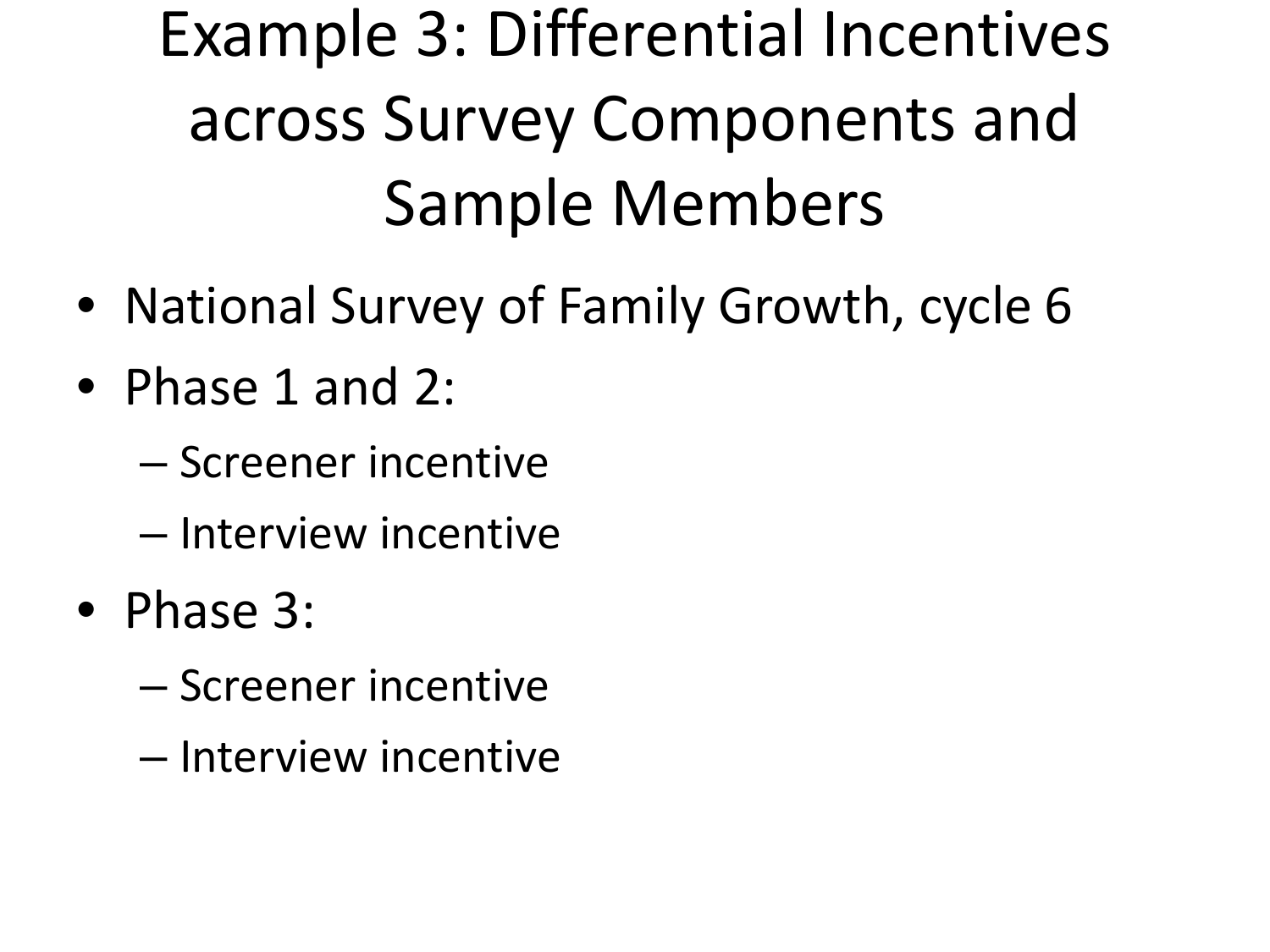# Example 3: Differential Incentives across Survey Components and Sample Members

- National Survey of Family Growth, cycle 6
- Phase 1 and 2:
  - Screener incentive
  - Interview incentive
- Phase 3:
  - Screener incentive
  - Interview incentive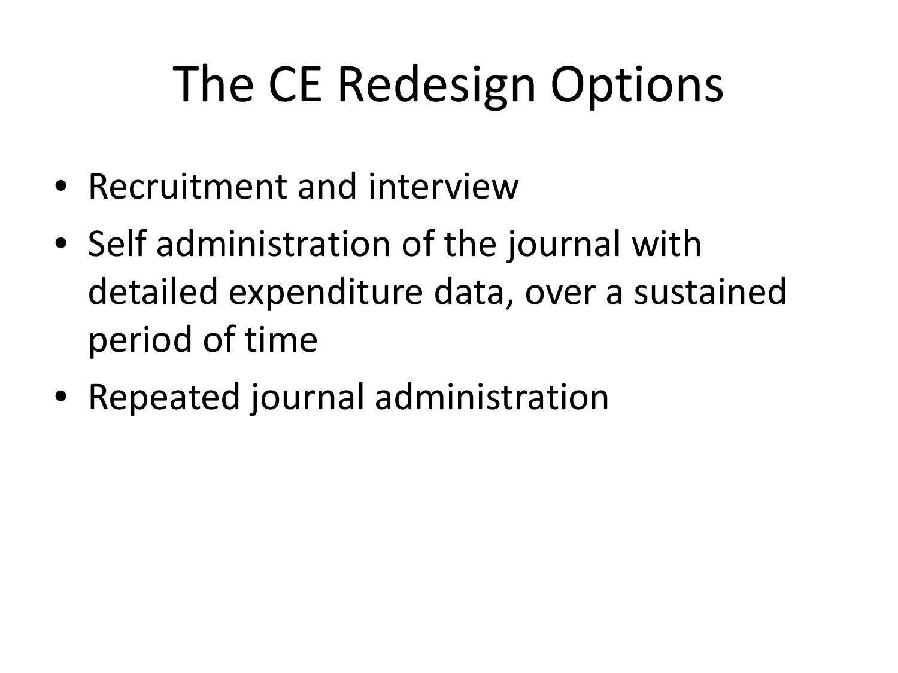# The CE Redesign Options

- Recruitment and interview
- Self administration of the journal with detailed expenditure data, over a sustained period of time
- Repeated journal administration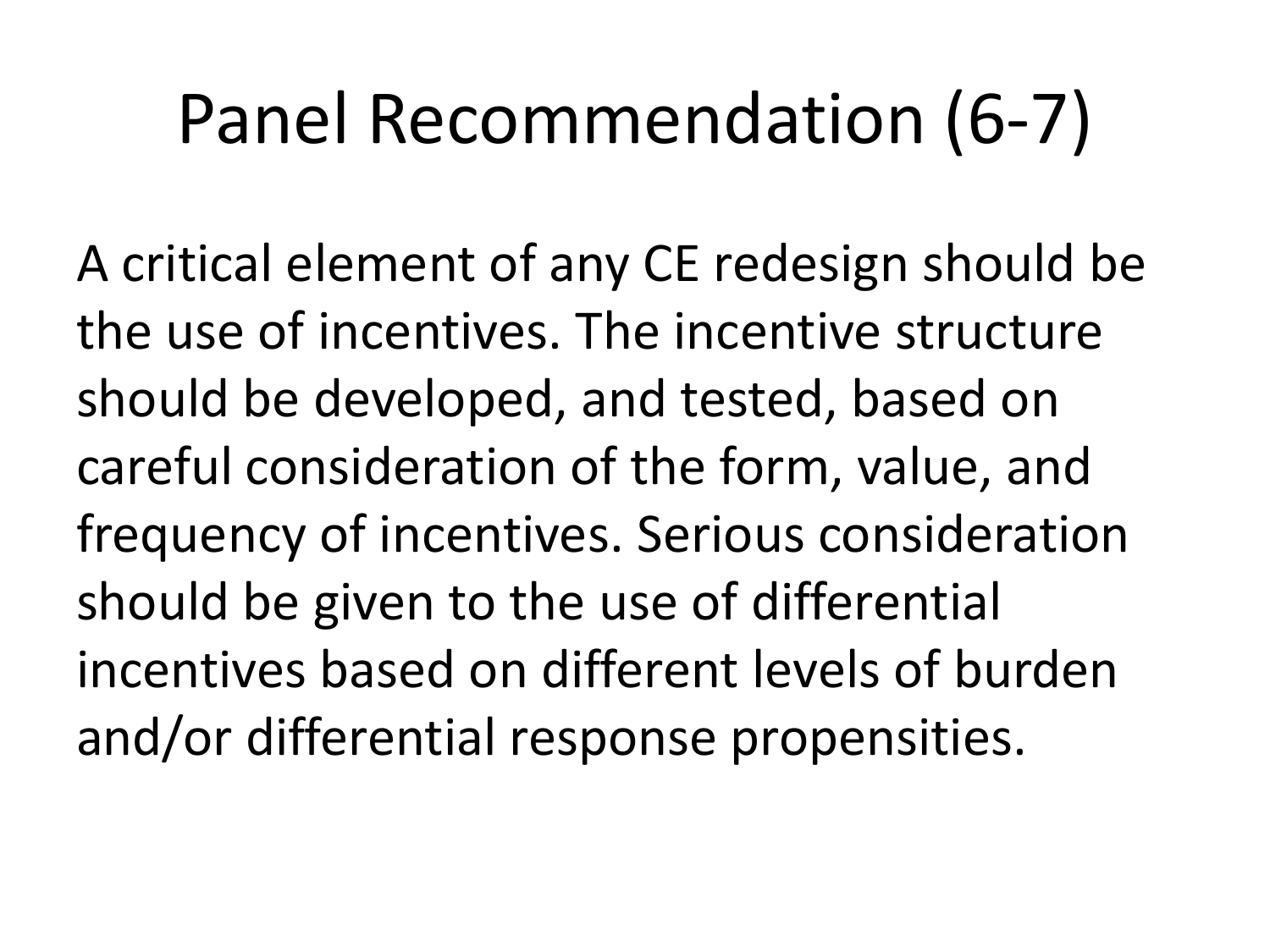# Panel Recommendation (6-7)

A critical element of any CE redesign should be the use of incentives. The incentive structure should be developed, and tested, based on careful consideration of the form, value, and frequency of incentives. Serious consideration should be given to the use of differential incentives based on different levels of burden and/or differential response propensities.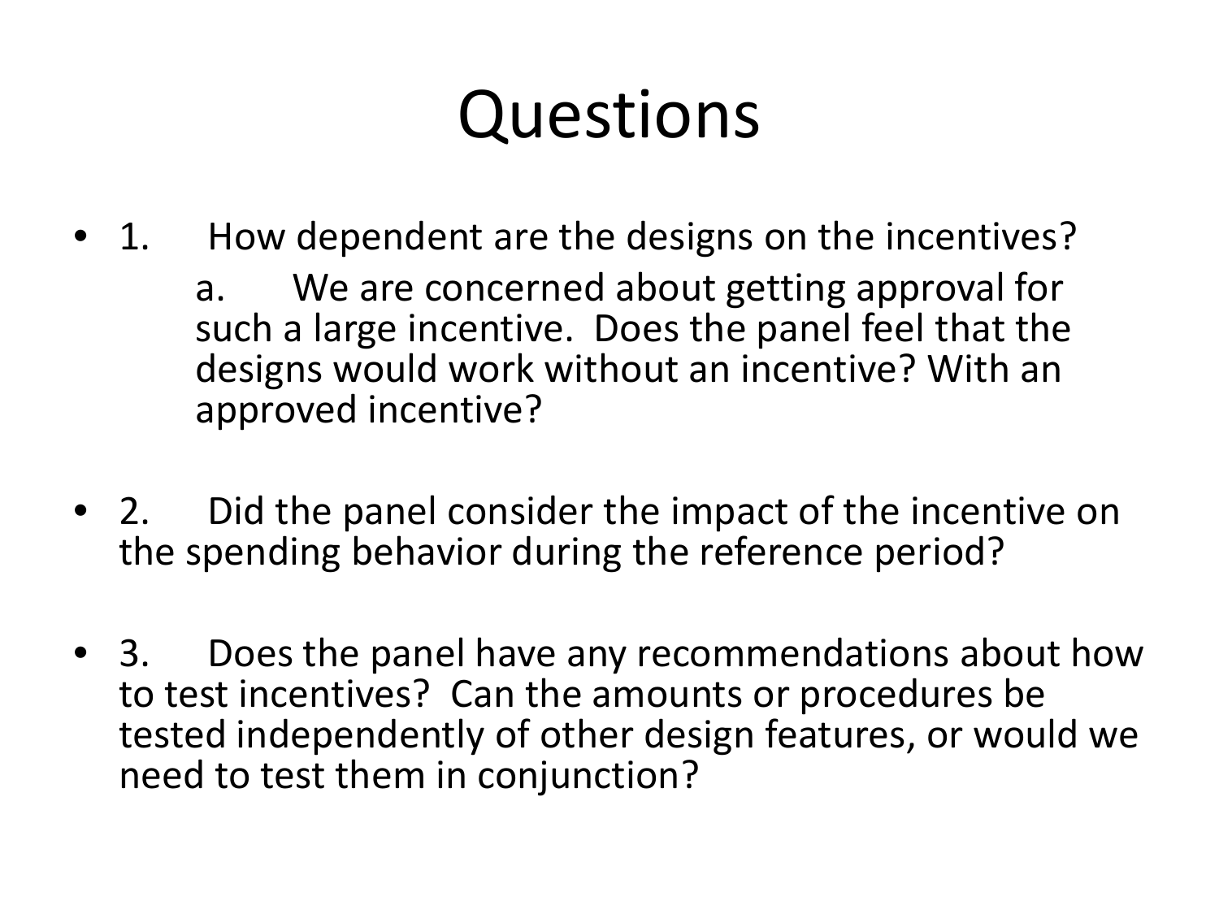# Questions

- 1. How dependent are the designs on the incentives?
  - a. We are concerned about getting approval for such a large incentive. Does the panel feel that the designs would work without an incentive? With an approved incentive?
- 2. Did the panel consider the impact of the incentive on the spending behavior during the reference period?
- 3. Does the panel have any recommendations about how to test incentives? Can the amounts or procedures be tested independently of other design features, or would we need to test them in conjunction?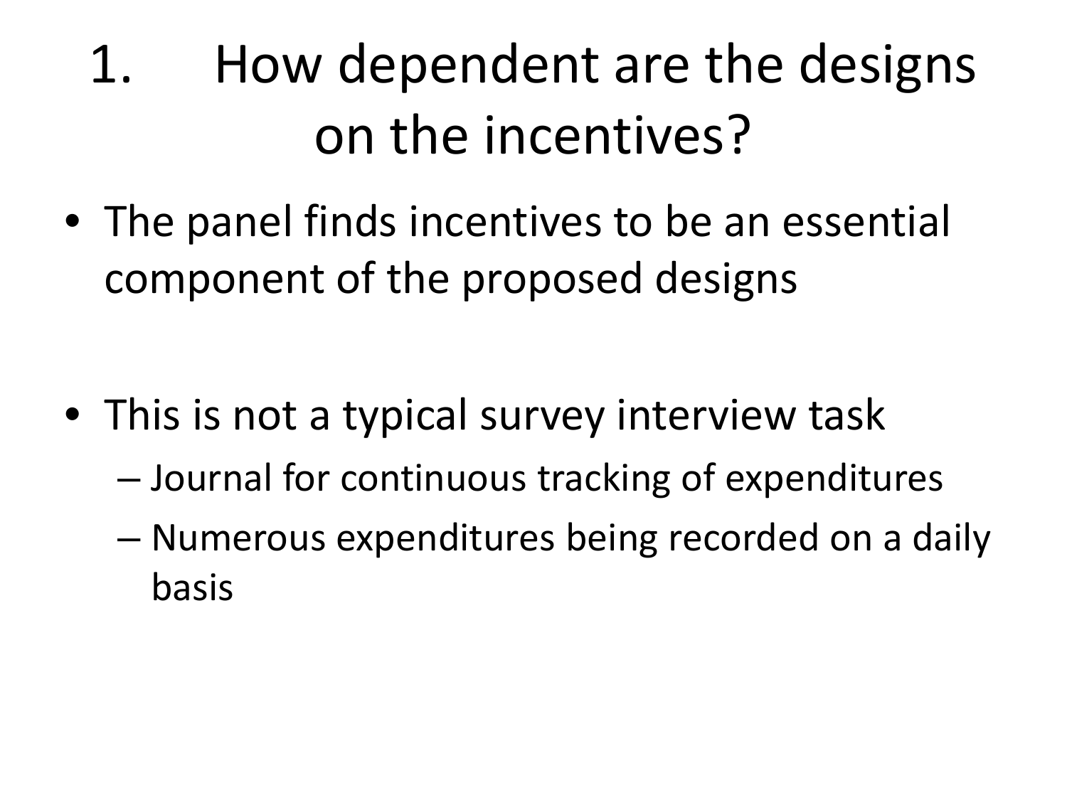# 1. How dependent are the designs on the incentives?

- The panel finds incentives to be an essential component of the proposed designs

- This is not a typical survey interview task
  - Journal for continuous tracking of expenditures
  - Numerous expenditures being recorded on a daily basis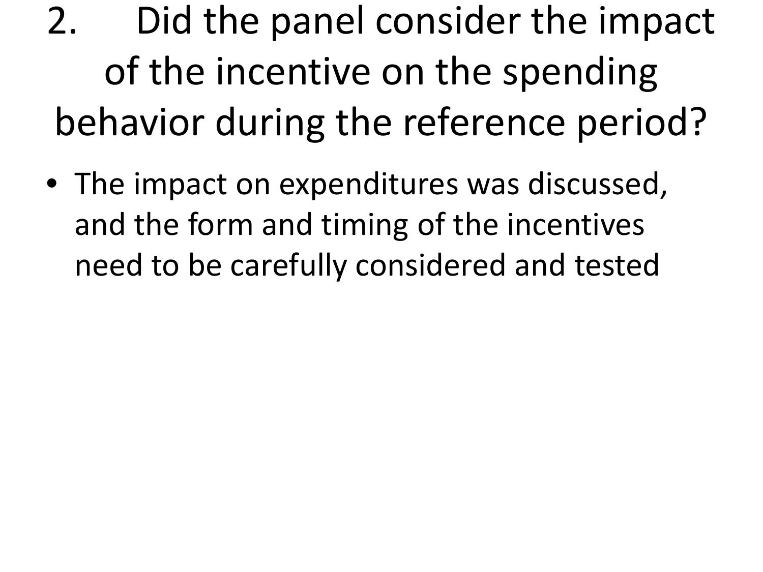# 2. Did the panel consider the impact of the incentive on the spending behavior during the reference period?

- The impact on expenditures was discussed, and the form and timing of the incentives need to be carefully considered and tested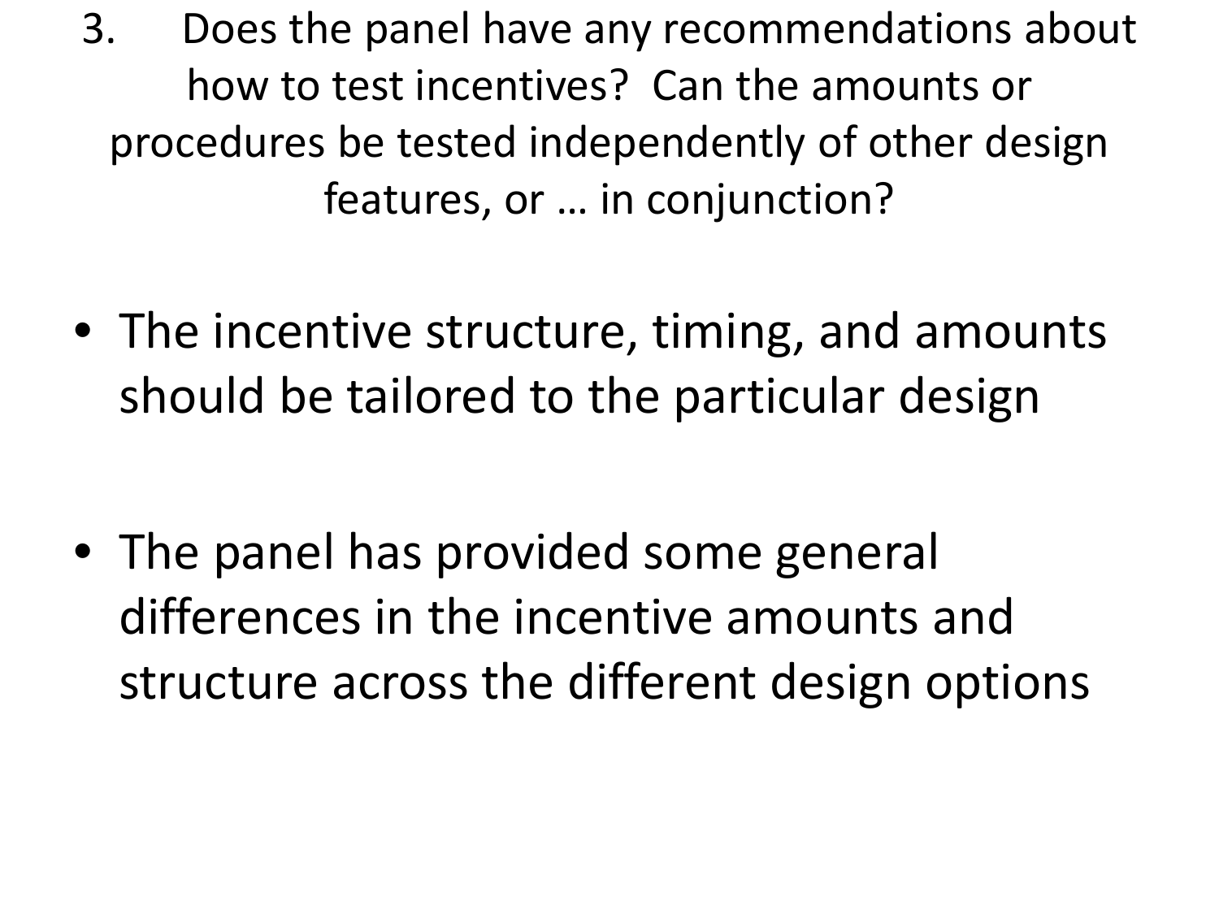## 3. Does the panel have any recommendations about how to test incentives? Can the amounts or procedures be tested independently of other design features, or … in conjunction?

- The incentive structure, timing, and amounts should be tailored to the particular design
- The panel has provided some general differences in the incentive amounts and structure across the different design options